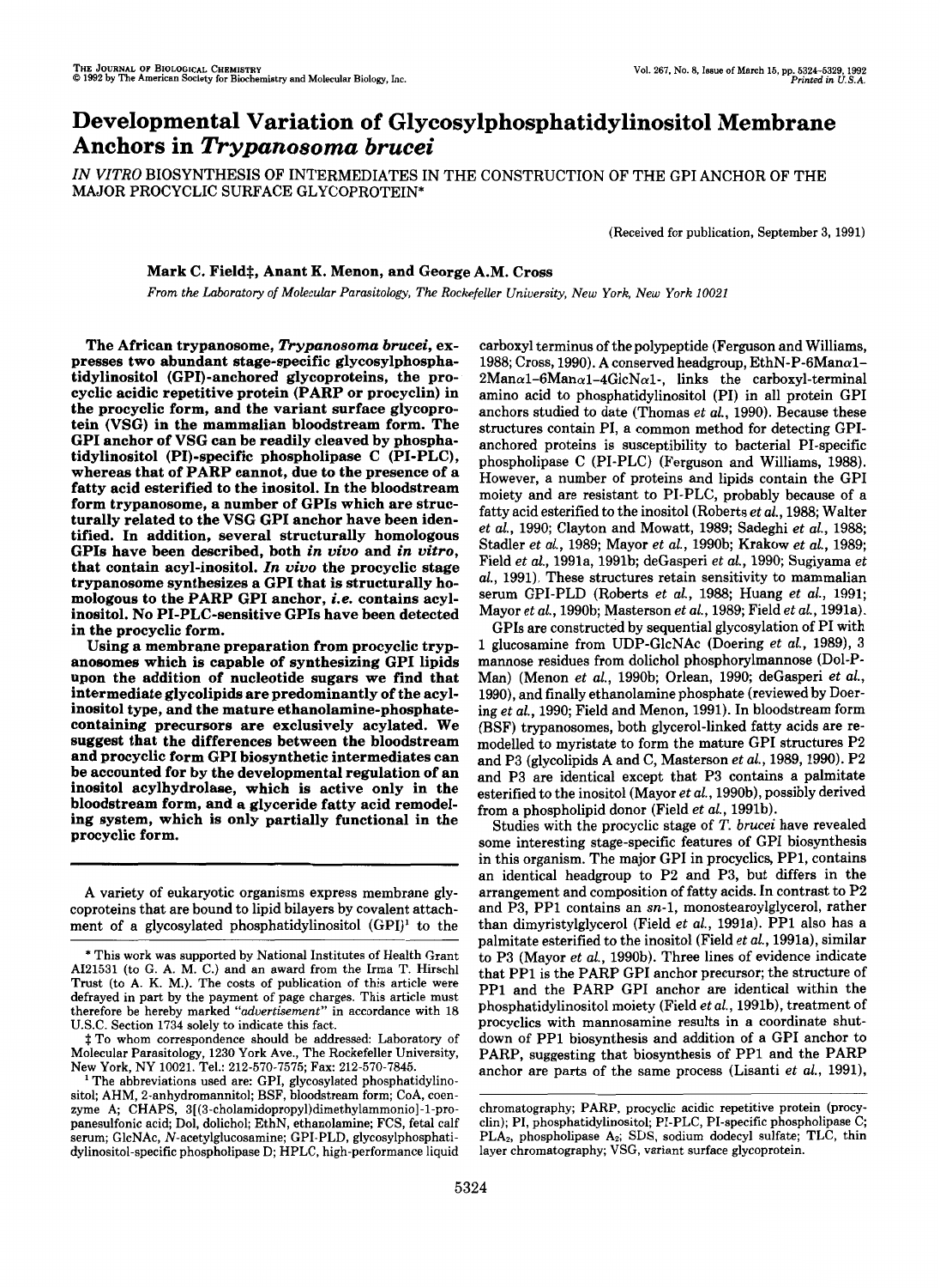# Developmental Variation of Glycosylphosphatidylinositol Membrane Anchors in *Trypanosoma brucei*

IN VITRO BIOSYNTHESIS OF INTERMEDIATES IN THE CONSTRUCTION OF THE GPI ANCHOR OF THE MAJOR PROCYCLIC SURFACE GLYCOPROTEIN*

(Received for publication, September 3, 1991)

**Mark C. Field‡, Anant K. Menon, and George A.M. Cross**

From the Laboratory of Molecular Parasitology, The Rockefeller University, New York, New York 10021

**The African trypanosome, *Trypanosoma brucei*, expresses two abundant stage-specific glycosylphosphatidylinositol (GPI)-anchored glycoproteins, the procyclic acidic repetitive protein (PARP or procyclin) in the procyclic form, and the variant surface glycoprotein (VSG) in the mammalian bloodstream form. The GPI anchor of VSG can be readily cleaved by phosphatidylinositol (PI)-specific phospholipase C (PI-PLC), whereas that of PARP cannot, due to the presence of a fatty acid esterified to the inositol. In the bloodstream form trypanosome, a number of GPIs which are structurally related to the VSG GPI anchor have been identified. In addition, several structurally homologous GPIs have been described, both *in vivo* and *in vitro*, that contain acyl-inositol. *In vivo* the procyclic stage trypanosome synthesizes a GPI that is structurally homologous to the PARP GPI anchor, *i.e.* contains acyl-inositol. No PI-PLC-sensitive GPIs have been detected in the procyclic form.**

**Using a membrane preparation from procyclic trypanosomes which is capable of synthesizing GPI lipids upon the addition of nucleotide sugars we find that intermediate glycolipids are predominantly of the acyl-inositol type, and the mature ethanolamine-phosphate-containing precursors are exclusively acylated. We suggest that the differences between the bloodstream and procyclic form GPI biosynthetic intermediates can be accounted for by the developmental regulation of an inositol acylhydrolase, which is active only in the bloodstream form, and a glyceride fatty acid remodeling system, which is only partially functional in the procyclic form.**

A variety of eukaryotic organisms express membrane glycoproteins that are bound to lipid bilayers by covalent attachment of a glycosylated phosphatidylinositol (GPI)[1] to the carboxyl terminus of the polypeptide (Ferguson and Williams, 1988; Cross, 1990). A conserved headgroup, EthN-P-6Manα1-2Manα1-6Manα1-4GlcNα1-, links the carboxyl-terminal amino acid to phosphatidylinositol (PI) in all protein GPI anchors studied to date (Thomas *et al.*, 1990). Because these structures contain PI, a common method for detecting GPI-anchored proteins is susceptibility to bacterial PI-specific phospholipase C (PI-PLC) (Ferguson and Williams, 1988). However, a number of proteins and lipids contain the GPI moiety and are resistant to PI-PLC, probably because of a fatty acid esterified to the inositol (Roberts *et al.*, 1988; Walter *et al.*, 1990; Clayton and Mowatt, 1989; Sadeghi *et al.*, 1988; Stadler *et al.*, 1989; Mayor *et al.*, 1990b; Krakow *et al.*, 1989; Field *et al.*, 1991a, 1991b; deGasperi *et al.*, 1990; Sugiyama *et al.*, 1991). These structures retain sensitivity to mammalian serum GPI-PLD (Roberts *et al.*, 1988; Huang *et al.*, 1991; Mayor *et al.*, 1990b; Masterson *et al.*, 1989; Field *et al.*, 1991a).

GPIs are constructed by sequential glycosylation of PI with 1 glucosamine from UDP-GlcNAc (Doering *et al.*, 1989), 3 mannose residues from dolichol phosphorylmannose (Dol-P-Man) (Menon *et al.*, 1990b; Orlean, 1990; deGasperi *et al.*, 1990), and finally ethanolamine phosphate (reviewed by Doering *et al.*, 1990; Field and Menon, 1991). In bloodstream form (BSF) trypanosomes, both glycerol-linked fatty acids are remodelled to myristate to form the mature GPI structures P2 and P3 (glycolipids A and C, Masterson *et al.*, 1989, 1990). P2 and P3 are identical except that P3 contains a palmitate esterified to the inositol (Mayor *et al.*, 1990b), possibly derived from a phospholipid donor (Field *et al.*, 1991b).

Studies with the procyclic stage of *T. brucei* have revealed some interesting stage-specific features of GPI biosynthesis in this organism. The major GPI in procyclics, PP1, contains an identical headgroup to P2 and P3, but differs in the arrangement and composition of fatty acids. In contrast to P2 and P3, PP1 contains an *sn*-1, monostearoylglycerol, rather than dimyristylglycerol (Field *et al.*, 1991a). PP1 also has a palmitate esterified to the inositol (Field *et al.*, 1991a), similar to P3 (Mayor *et al.*, 1990b). Three lines of evidence indicate that PP1 is the PARP GPI anchor precursor; the structure of PP1 and the PARP GPI anchor are identical within the phosphatidylinositol moiety (Field *et al.*, 1991b), treatment of procyclics with mannosamine results in a coordinate shutdown of PP1 biosynthesis and addition of a GPI anchor to PARP, suggesting that biosynthesis of PP1 and the PARP anchor are parts of the same process (Lisanti *et al.*, 1991),

---

\* This work was supported by National Institutes of Health Grant AI21531 (to G. A. M. C.) and an award from the Irma T. Hirschl Trust (to A. K. M.). The costs of publication of this article were defrayed in part by the payment of page charges. This article must therefore be hereby marked "*advertisement*" in accordance with 18 U.S.C. Section 1734 solely to indicate this fact.

‡ To whom correspondence should be addressed: Laboratory of Molecular Parasitology, 1230 York Ave., The Rockefeller University, New York, NY 10021. Tel.: 212-570-7575; Fax: 212-570-7845.

[1] The abbreviations used are: GPI, glycosylated phosphatidylinositol; AHM, 2-anhydromannitol; BSF, bloodstream form; CoA, coenzyme A; CHAPS, 3[(3-cholamidopropyl)dimethylammonio]-1-propanesulfonic acid; Dol, dolichol; EthN, ethanolamine; FCS, fetal calf serum; GlcNAc, *N*-acetylglucosamine; GPI-PLD, glycosylphosphatidylinositol-specific phospholipase D; HPLC, high-performance liquid chromatography; PARP, procyclic acidic repetitive protein (procyclin); PI, phosphatidylinositol; PI-PLC, PI-specific phospholipase C; $PLA_2$, phospholipase $A_2$; SDS, sodium dodecyl sulfate; TLC, thin layer chromatography; VSG, variant surface glycoprotein.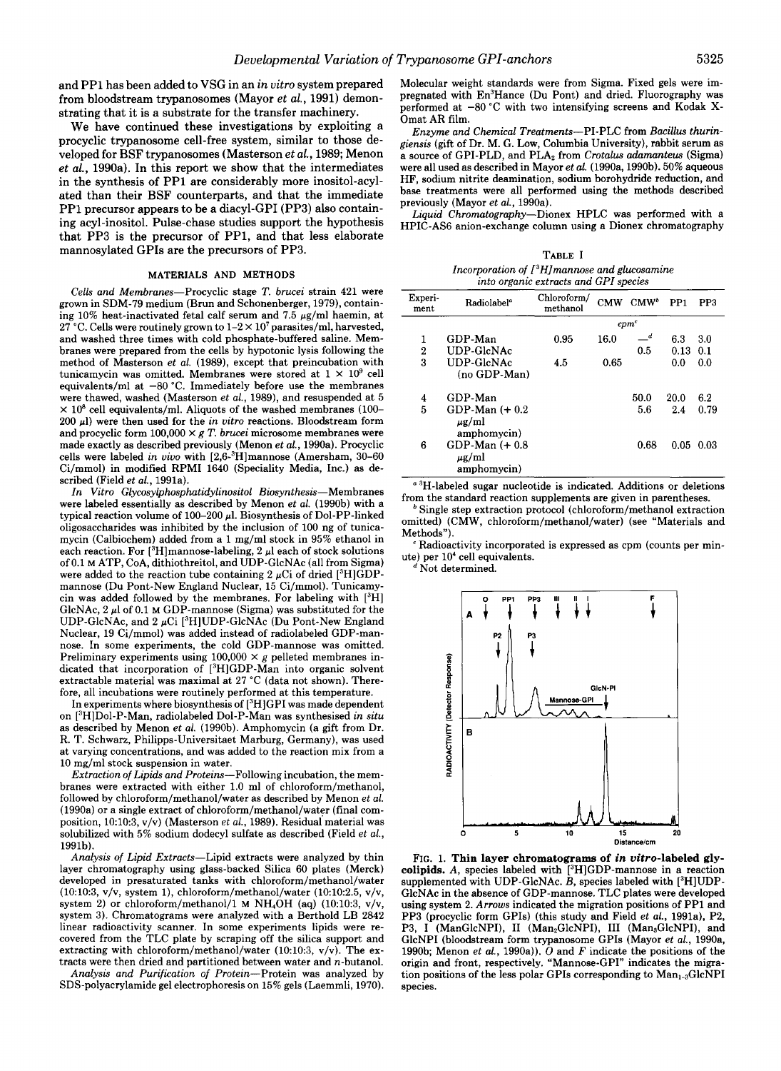and PP1 has been added to VSG in an *in vitro* system prepared from bloodstream trypanosomes (Mayor *et al.*, 1991) demonstrating that it is a substrate for the transfer machinery.

We have continued these investigations by exploiting a procyclic trypanosome cell-free system, similar to those developed for BSF trypanosomes (Masterson *et al.*, 1989; Menon *et al.*, 1990a). In this report we show that the intermediates in the synthesis of PP1 are considerably more inositol-acylated than their BSF counterparts, and that the immediate PP1 precursor appears to be a diacyl-GPI (PP3) also containing acyl-inositol. Pulse-chase studies support the hypothesis that PP3 is the precursor of PP1, and that less elaborate mannosylated GPIs are the precursors of PP3.

## MATERIALS AND METHODS

*Cells and Membranes*—Procyclic stage *T. brucei* strain 421 were grown in SDM-79 medium (Brun and Schonenberger, 1979), containing 10% heat-inactivated fetal calf serum and 7.5 μg/ml haemin, at 27 °C. Cells were routinely grown to $1-2 \times 10^7$ parasites/ml, harvested, and washed three times with cold phosphate-buffered saline. Membranes were prepared from the cells by hypotonic lysis following the method of Masterson *et al.* (1989), except that preincubation with tunicamycin was omitted. Membranes were stored at $1 \times 10^9$ cell equivalents/ml at −80 °C. Immediately before use the membranes were thawed, washed (Masterson *et al.*, 1989), and resuspended at $5 \times 10^8$ cell equivalents/ml. Aliquots of the washed membranes (100–200 μl) were then used for the *in vitro* reactions. Bloodstream form and procyclic form 100,000 × *g T. brucei* microsome membranes were made exactly as described previously (Menon *et al.*, 1990a). Procyclic cells were labeled *in vivo* with [2,6-$^3$H]mannose (Amersham, 30–60 Ci/mmol) in modified RPMI 1640 (Speciality Media, Inc.) as described (Field *et al.*, 1991a).

*In Vitro Glycosylphosphatidylinositol Biosynthesis*—Membranes were labeled essentially as described by Menon *et al.* (1990b) with a typical reaction volume of 100–200 μl. Biosynthesis of Dol-PP-linked oligosaccharides was inhibited by the inclusion of 100 ng of tunicamycin (Calbiochem) added from a 1 mg/ml stock in 95% ethanol in each reaction. For [$^3$H]mannose-labeling, 2 μl each of stock solutions of 0.1 M ATP, CoA, dithiothreitol, and UDP-GlcNAc (all from Sigma) were added to the reaction tube containing 2 μCi of dried [$^3$H]GDP-mannose (Du Pont-New England Nuclear, 15 Ci/mmol). Tunicamycin was added followed by the membranes. For labeling with [$^3$H] GlcNAc, 2 μl of 0.1 M GDP-mannose (Sigma) was substituted for the UDP-GlcNAc, and 2 μCi [$^3$H]UDP-GlcNAc (Du Pont-New England Nuclear, 19 Ci/mmol) was added instead of radiolabeled GDP-mannose. In some experiments, the cold GDP-mannose was omitted. Preliminary experiments using 100,000 × *g* pelleted membranes indicated that incorporation of [$^3$H]GDP-Man into organic solvent extractable material was maximal at 27 °C (data not shown). Therefore, all incubations were routinely performed at this temperature.

In experiments where biosynthesis of [$^3$H]GPI was made dependent on [$^3$H]Dol-P-Man, radiolabeled Dol-P-Man was synthesised *in situ* as described by Menon *et al.* (1990b). Amphomycin (a gift from Dr. R. T. Schwarz, Philipps-Universitaet Marburg, Germany), was used at varying concentrations, and was added to the reaction mix from a 10 mg/ml stock suspension in water.

*Extraction of Lipids and Proteins*—Following incubation, the membranes were extracted with either 1.0 ml of chloroform/methanol, followed by chloroform/methanol/water as described by Menon *et al.* (1990a) or a single extract of chloroform/methanol/water (final composition, 10:10:3, v/v) (Masterson *et al.*, 1989). Residual material was solubilized with 5% sodium dodecyl sulfate as described (Field *et al.*, 1991b).

*Analysis of Lipid Extracts*—Lipid extracts were analyzed by thin layer chromatography using glass-backed Silica 60 plates (Merck) developed in presaturated tanks with chloroform/methanol/water (10:10:3, v/v, system 1), chloroform/methanol/water (10:10:2.5, v/v, system 2) or chloroform/methanol/1 M $NH_4OH$ (aq) (10:10:3, v/v, system 3). Chromatograms were analyzed with a Berthold LB 2842 linear radioactivity scanner. In some experiments lipids were recovered from the TLC plate by scraping off the silica support and extracting with chloroform/methanol/water (10:10:3, v/v). The extracts were then dried and partitioned between water and *n*-butanol.

*Analysis and Purification of Protein*—Protein was analyzed by SDS-polyacrylamide gel electrophoresis on 15% gels (Laemmli, 1970). Molecular weight standards were from Sigma. Fixed gels were impregnated with En$^3$Hance (Du Pont) and dried. Fluorography was performed at −80 °C with two intensifying screens and Kodak X-Omat AR film.

*Enzyme and Chemical Treatments*—PI-PLC from *Bacillus thuringiensis* (gift of Dr. M. G. Low, Columbia University), rabbit serum as a source of GPI-PLD, and $PLA_2$ from *Crotalus adamanteus* (Sigma) were all used as described in Mayor *et al.* (1990a, 1990b). 50% aqueous HF, sodium nitrite deamination, sodium borohydride reduction, and base treatments were all performed using the methods described previously (Mayor *et al.*, 1990a).

*Liquid Chromatography*—Dionex HPLC was performed with a HPIC-AS6 anion-exchange column using a Dionex chromatography

TABLE I
*Incorporation of [$^3$H]mannose and glucosamine into organic extracts and GPI species*

| Experiment | Radiolabel[a] | Chloroform/methanol | CMW | CMW[b] | PP1 | PP3 |
|---|---|---|---|---|---|---|
| | | | | cpm[c] | | |
| 1 | GDP-Man | 0.95 | 16.0 | —[d] | 6.3 | 3.0 |
| 2 | UDP-GlcNAc | | | 0.5 | 0.13 | 0.1 |
| 3 | UDP-GlcNAc (no GDP-Man) | 4.5 | 0.65 | | 0.0 | 0.0 |
| 4 | GDP-Man | | | 50.0 | 20.0 | 6.2 |
| 5 | GDP-Man (+ 0.2 μg/ml amphomycin) | | | 5.6 | 2.4 | 0.79 |
| 6 | GDP-Man (+ 0.8 μg/ml amphomycin) | | | 0.68 | 0.05 | 0.03 |

[a] $^3$H-labeled sugar nucleotide is indicated. Additions or deletions from the standard reaction supplements are given in parentheses.

[b] Single step extraction protocol (chloroform/methanol extraction omitted) (CMW, chloroform/methanol/water) (see "Materials and Methods").

[c] Radioactivity incorporated is expressed as cpm (counts per minute) per $10^4$ cell equivalents.

[d] Not determined.

FIG. 1. **Thin layer chromatograms of *in vitro*-labeled glycolipids.** *A*, species labeled with [$^3$H]GDP-mannose in a reaction supplemented with UDP-GlcNAc in the absence of GDP-mannose. *B*, species labeled with [$^3$H]UDP-GlcNAc in the absence of GDP-mannose. TLC plates were developed using system 2. *Arrows* indicated the migration positions of PP1 and PP3 (procyclic form GPIs) (this study and Field *et al.*, 1991a), P2, P3, I (ManGlcNPI), II ($Man_2$GlcNPI), III ($Man_3$GlcNPI), and GlcNPI (bloodstream form trypanosome GPIs (Mayor *et al.*, 1990a, 1990b; Menon *et al.*, 1990a)). *O* and *F* indicate the positions of the origin and front, respectively. "Mannose-GPI" indicates the migration positions of the less polar GPIs corresponding to $Man_{1-3}$GlcNPI species.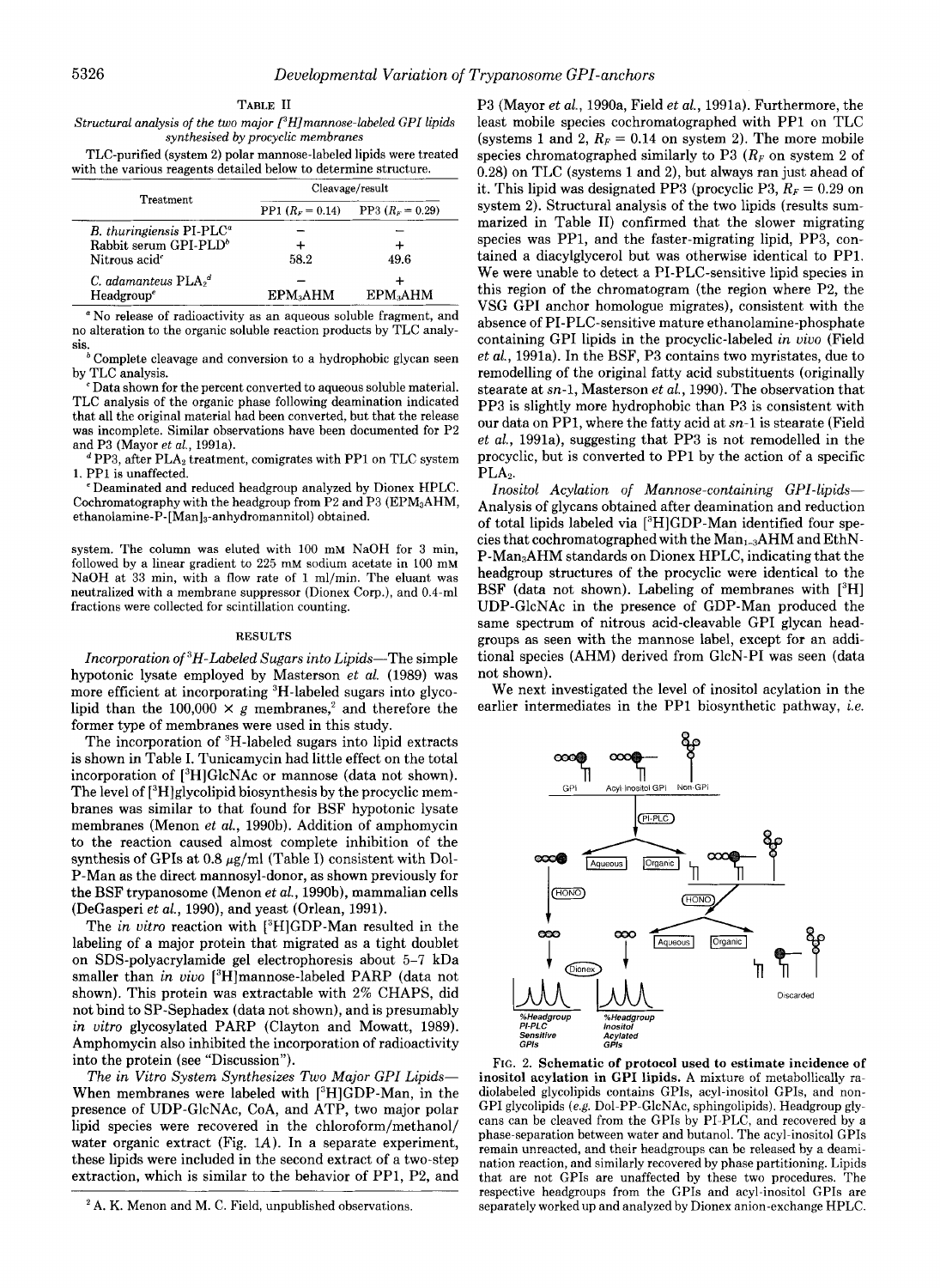TABLE II

*Structural analysis of the two major [$^3$H]mannose-labeled GPI lipids synthesised by procyclic membranes*

TLC-purified (system 2) polar mannose-labeled lipids were treated with the various reagents detailed below to determine structure.

| Treatment | Cleavage/result | |
|---|---|---|
| | PP1 ($R_F$ = 0.14) | PP3 ($R_F$ = 0.29) |
| *B. thuringiensis* PI-PLC[a] | − | − |
| Rabbit serum GPI-PLD[b] | + | + |
| Nitrous acid[c] | 58.2 | 49.6 |
| *C. adamanteus* $PLA_2$[d] | − | + |
| Headgroup[e] | $EPM_3AHM$ | $EPM_3AHM$ |

[a] No release of radioactivity as an aqueous soluble fragment, and no alteration to the organic soluble reaction products by TLC analysis.

[b] Complete cleavage and conversion to a hydrophobic glycan seen by TLC analysis.

[c] Data shown for the percent converted to aqueous soluble material. TLC analysis of the organic phase following deamination indicated that all the original material had been converted, but that the release was incomplete. Similar observations have been documented for P2 and P3 (Mayor *et al.*, 1991a).

[d] PP3, after $PLA_2$ treatment, comigrates with PP1 on TLC system 1. PP1 is unaffected.

[e] Deaminated and reduced headgroup analyzed by Dionex HPLC. Cochromatography with the headgroup from P2 and P3 ($EPM_3AHM$, ethanolamine-P-[Man]$_3$-anhydromannitol) obtained.

system. The column was eluted with 100 mM NaOH for 3 min, followed by a linear gradient to 225 mM sodium acetate in 100 mM NaOH at 33 min, with a flow rate of 1 ml/min. The eluant was neutralized with a membrane suppressor (Dionex Corp.), and 0.4-ml fractions were collected for scintillation counting.

## RESULTS

*Incorporation of $^3$H-Labeled Sugars into Lipids*—The simple hypotonic lysate employed by Masterson *et al.* (1989) was more efficient at incorporating $^3$H-labeled sugars into glycolipid than the 100,000 × *g* membranes,[2] and therefore the former type of membranes were used in this study.

The incorporation of $^3$H-labeled sugars into lipid extracts is shown in Table I. Tunicamycin had little effect on the total incorporation of [$^3$H]GlcNAc or mannose (data not shown). The level of [$^3$H]glycolipid biosynthesis by the procyclic membranes was similar to that found for BSF hypotonic lysate membranes (Menon *et al.*, 1990b). Addition of amphomycin to the reaction caused almost complete inhibition of the synthesis of GPIs at 0.8 μg/ml (Table I) consistent with Dol-P-Man as the direct mannosyl-donor, as shown previously for the BSF trypanosome (Menon *et al.*, 1990b), mammalian cells (DeGasperi *et al.*, 1990), and yeast (Orlean, 1991).

The *in vitro* reaction with [$^3$H]GDP-Man resulted in the labeling of a major protein that migrated as a tight doublet on SDS-polyacrylamide gel electrophoresis about 5–7 kDa smaller than *in vivo* [$^3$H]mannose-labeled PARP (data not shown). This protein was extractable with 2% CHAPS, did not bind to SP-Sephadex (data not shown), and is presumably *in vitro* glycosylated PARP (Clayton and Mowatt, 1989). Amphomycin also inhibited the incorporation of radioactivity into the protein (see "Discussion").

*The in Vitro System Synthesizes Two Major GPI Lipids*—When membranes were labeled with [$^3$H]GDP-Man, in the presence of UDP-GlcNAc, CoA, and ATP, two major polar lipid species were recovered in the chloroform/methanol/water organic extract (Fig. 1*A*). In a separate experiment, these lipids were included in the second extract of a two-step extraction, which is similar to the behavior of PP1, P2, and P3 (Mayor *et al.*, 1990a, Field *et al.*, 1991a). Furthermore, the least mobile species cochromatographed with PP1 on TLC (systems 1 and 2, $R_F$ = 0.14 on system 2). The more mobile species chromatographed similarly to P3 ($R_F$ on system 2 of 0.28) on TLC (systems 1 and 2), but always ran just ahead of it. This lipid was designated PP3 (procyclic P3, $R_F$ = 0.29 on system 2). Structural analysis of the two lipids (results summarized in Table II) confirmed that the slower migrating species was PP1, and the faster-migrating lipid, PP3, contained a diacylglycerol but was otherwise identical to PP1. We were unable to detect a PI-PLC-sensitive lipid species in this region of the chromatogram (the region where P2, the VSG GPI anchor homologue migrates), consistent with the absence of PI-PLC-sensitive mature ethanolamine-phosphate containing GPI lipids in the procyclic-labeled *in vivo* (Field *et al.*, 1991a). In the BSF, P3 contains two myristates, due to remodelling of the original fatty acid substituents (originally stearate at *sn*-1, Masterson *et al.*, 1990). The observation that PP3 is slightly more hydrophobic than P3 is consistent with our data on PP1, where the fatty acid at *sn*-1 is stearate (Field *et al.*, 1991a), suggesting that PP3 is not remodelled in the procyclic, but is converted to PP1 by the action of a specific $PLA_2$.

*Inositol Acylation of Mannose-containing GPI-lipids*—Analysis of glycans obtained after deamination and reduction of total lipids labeled via [$^3$H]GDP-Man identified four species that cochromatographed with the $Man_{1-3}AHM$ and EthN-P-$Man_3AHM$ standards on Dionex HPLC, indicating that the headgroup structures of the procyclic were identical to the BSF (data not shown). Labeling of membranes with [$^3$H] UDP-GlcNAc in the presence of GDP-Man produced the same spectrum of nitrous acid-cleavable GPI glycan headgroups as seen with the mannose label, except for an additional species (AHM) derived from GlcN-PI was seen (data not shown).

We next investigated the level of inositol acylation in the earlier intermediates in the PP1 biosynthetic pathway, *i.e.*

FIG. 2. **Schematic of protocol used to estimate incidence of inositol acylation in GPI lipids.** A mixture of metabollically radiolabeled glycolipids contains GPIs, acyl-inositol GPIs, and non-GPI glycolipids (*e.g.* Dol-PP-GlcNAc, sphingolipids). Headgroup glycans can be cleaved from the GPIs by PI-PLC, and recovered by a phase-separation between water and butanol. The acyl-inositol GPIs remain unreacted, and their headgroups can be released by a deamination reaction, and similarly recovered by phase partitioning. Lipids that are not GPIs are unaffected by these two procedures. The respective headgroups from the GPIs and acyl-inositol GPIs are separately worked up and analyzed by Dionex anion-exchange HPLC.

[2] A. K. Menon and M. C. Field, unpublished observations.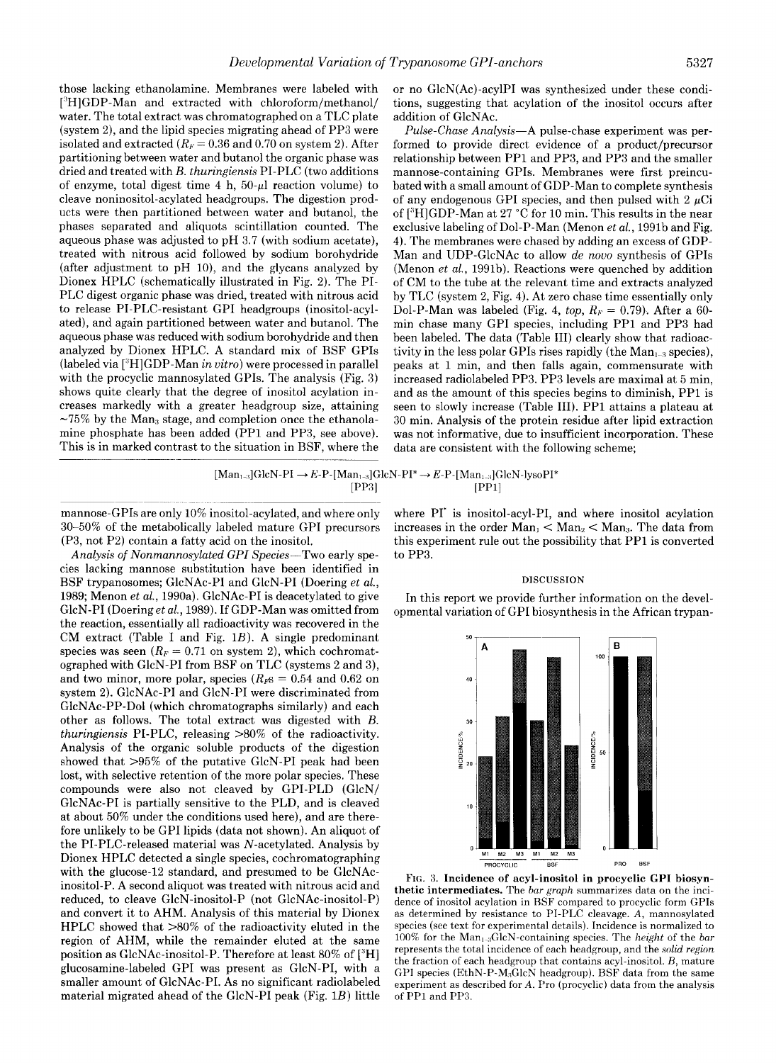those lacking ethanolamine. Membranes were labeled with [$^3$H]GDP-Man and extracted with chloroform/methanol/water. The total extract was chromatographed on a TLC plate (system 2), and the lipid species migrating ahead of PP3 were isolated and extracted ($R_F$ = 0.36 and 0.70 on system 2). After partitioning between water and butanol the organic phase was dried and treated with *B. thuringiensis* PI-PLC (two additions of enzyme, total digest time 4 h, 50-µl reaction volume) to cleave noninositol-acylated headgroups. The digestion products were then partitioned between water and butanol, the phases separated and aliquots scintillation counted. The aqueous phase was adjusted to pH 3.7 (with sodium acetate), treated with nitrous acid followed by sodium borohydride (after adjustment to pH 10), and the glycans analyzed by Dionex HPLC (schematically illustrated in Fig. 2). The PI-PLC digest organic phase was dried, treated with nitrous acid to release PI-PLC-resistant GPI headgroups (inositol-acylated), and again partitioned between water and butanol. The aqueous phase was reduced with sodium borohydride and then analyzed by Dionex HPLC. A standard mix of BSF GPIs (labeled via [$^3$H]GDP-Man *in vitro*) were processed in parallel with the procyclic mannosylated GPIs. The analysis (Fig. 3) shows quite clearly that the degree of inositol acylation increases markedly with a greater headgroup size, attaining ~75% by the Man$_3$ stage, and completion once the ethanolamine phosphate has been added (PP1 and PP3, see above). This is in marked contrast to the situation in BSF, where the mannose-GPIs are only 10% inositol-acylated, and where only 30–50% of the metabolically labeled mature GPI precursors (P3, not P2) contain a fatty acid on the inositol.

*Analysis of Nonmannosylated GPI Species*—Two early species lacking mannose substitution have been identified in BSF trypanosomes; GlcNAc-PI and GlcN-PI (Doering *et al.*, 1989; Menon *et al.*, 1990a). GlcNAc-PI is deacetylated to give GlcN-PI (Doering *et al.*, 1989). If GDP-Man was omitted from the reaction, essentially all radioactivity was recovered in the CM extract (Table I and Fig. 1*B*). A single predominant species was seen ($R_F$ = 0.71 on system 2), which cochromatographed with GlcN-PI from BSF on TLC (systems 2 and 3), and two minor, more polar, species ($R_F$s = 0.54 and 0.62 on system 2). GlcNAc-PI and GlcN-PI were discriminated from GlcNAc-PP-Dol (which chromatographs similarly) and each other as follows. The total extract was digested with *B. thuringiensis* PI-PLC, releasing >80% of the radioactivity. Analysis of the organic soluble products of the digestion showed that >95% of the putative GlcN-PI peak had been lost, with selective retention of the more polar species. These compounds were also not cleaved by GPI-PLD (GlcN/GlcNAc-PI is partially sensitive to the PLD, and is cleaved at about 50% under the conditions used here), and are therefore unlikely to be GPI lipids (data not shown). An aliquot of the PI-PLC-released material was *N*-acetylated. Analysis by Dionex HPLC detected a single species, cochromatographing with the glucose-12 standard, and presumed to be GlcNAc-inositol-P. A second aliquot was treated with nitrous acid and reduced, to cleave GlcN-inositol-P (not GlcNAc-inositol-P) and convert it to AHM. Analysis of this material by Dionex HPLC showed that >80% of the radioactivity eluted in the region of AHM, while the remainder eluted at the same position as GlcNAc-inositol-P. Therefore at least 80% of [$^3$H]glucosamine-labeled GPI was present as GlcN-PI, with a smaller amount of GlcNAc-PI. As no significant radiolabeled material migrated ahead of the GlcN-PI peak (Fig. 1*B*) little or no GlcN(Ac)-acylPI was synthesized under these conditions, suggesting that acylation of the inositol occurs after addition of GlcNAc.

*Pulse-Chase Analysis*—A pulse-chase experiment was performed to provide direct evidence of a product/precursor relationship between PP1 and PP3, and PP3 and the smaller mannose-containing GPIs. Membranes were first preincubated with a small amount of GDP-Man to complete synthesis of any endogenous GPI species, and then pulsed with 2 µCi of [$^3$H]GDP-Man at 27 °C for 10 min. This results in the near exclusive labeling of Dol-P-Man (Menon *et al.*, 1991b and Fig. 4). The membranes were chased by adding an excess of GDP-Man and UDP-GlcNAc to allow *de novo* synthesis of GPIs (Menon *et al.*, 1991b). Reactions were quenched by addition of CM to the tube at the relevant time and extracts analyzed by TLC (system 2, Fig. 4). At zero chase time essentially only Dol-P-Man was labeled (Fig. 4, *top*, $R_F$ = 0.79). After a 60-min chase many GPI species, including PP1 and PP3 had been labeled. The data (Table III) clearly show that radioactivity in the less polar GPIs rises rapidly (the Man$_{1-3}$ species), peaks at 1 min, and then falls again, commensurate with increased radiolabeled PP3. PP3 levels are maximal at 5 min, and as the amount of this species begins to diminish, PP1 is seen to slowly increase (Table III). PP1 attains a plateau at 30 min. Analysis of the protein residue after lipid extraction was not informative, due to insufficient incorporation. These data are consistent with the following scheme;

$$[\text{Man}_{1-3}]\text{GlcN-PI} \rightarrow E\text{-P-}[\text{Man}_{1-3}]\text{GlcN-PI}^* \rightarrow E\text{-P-}[\text{Man}_{1-3}]\text{GlcN-lysoPI}^*$$
$$\qquad\qquad\qquad\qquad [\text{PP3}] \qquad\qquad\qquad\qquad\qquad [\text{PP1}]$$

where PI$^*$ is inositol-acyl-PI, and where inositol acylation increases in the order Man$_1$ < Man$_2$ < Man$_3$. The data from this experiment rule out the possibility that PP1 is converted to PP3.

## DISCUSSION

In this report we provide further information on the developmental variation of GPI biosynthesis in the African trypan-

FIG. 3. **Incidence of acyl-inositol in procyclic GPI biosynthetic intermediates.** The *bar graph* summarizes data on the incidence of inositol acylation in BSF compared to procyclic form GPIs as determined by resistance to PI-PLC cleavage. *A*, mannosylated species (see text for experimental details). Incidence is normalized to 100% for the Man$_{1-3}$GlcN-containing species. The *height* of the *bar* represents the total incidence of each headgroup, and the *solid region* the fraction of each headgroup that contains acyl-inositol. *B*, mature GPI species (EthN-P-M$_3$GlcN headgroup). BSF data from the same experiment as described for *A*. Pro (procyclic) data from the analysis of PP1 and PP3.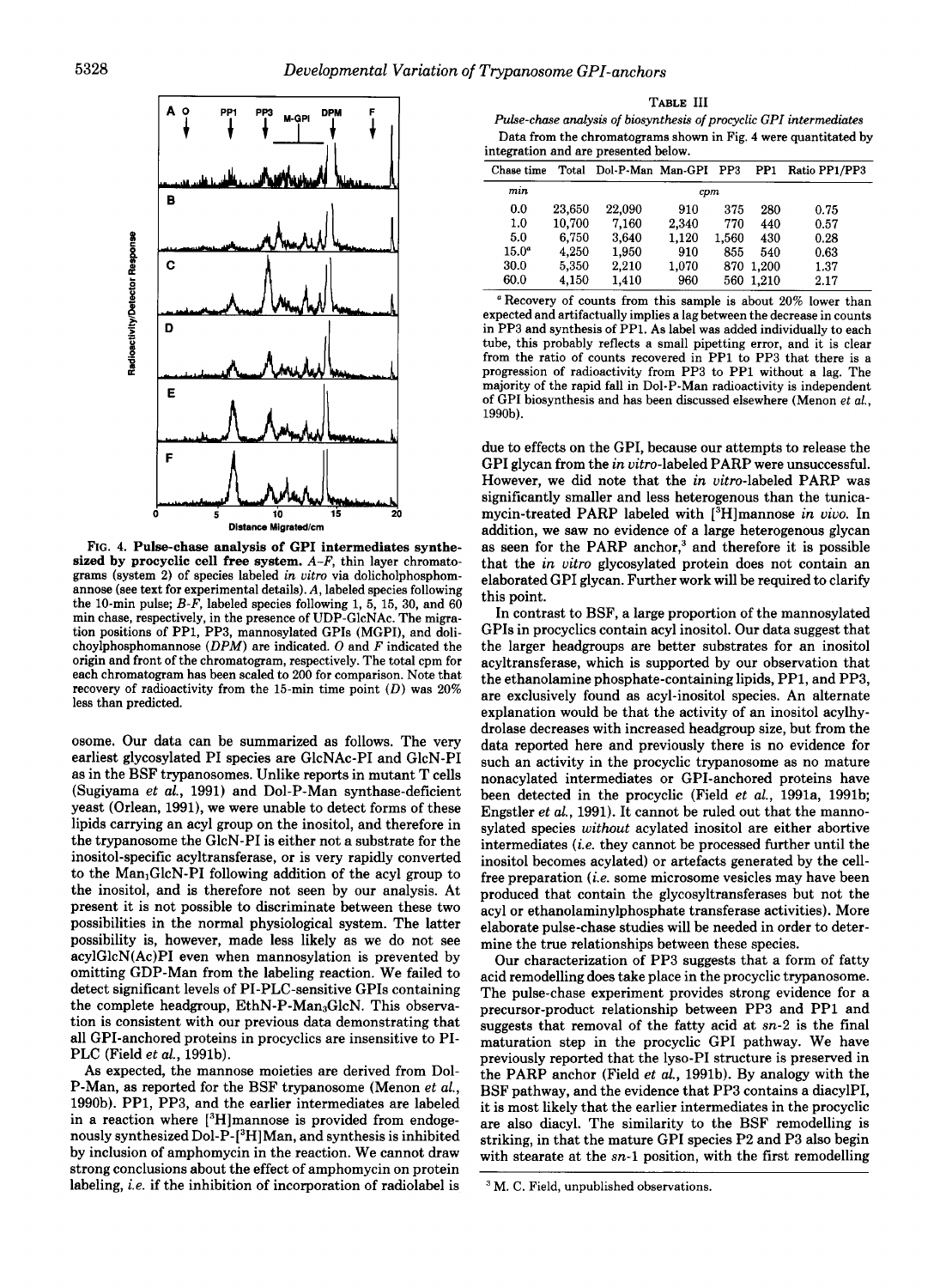FIG. 4. **Pulse-chase analysis of GPI intermediates synthesized by procyclic cell free system.** *A–F*, thin layer chromatograms (system 2) of species labeled *in vitro* via dolicholphosphomannose (see text for experimental details). *A*, labeled species following the 10-min pulse; *B–F*, labeled species following 1, 5, 15, 30, and 60 min chase, respectively, in the presence of UDP-GlcNAc. The migration positions of PP1, PP3, mannosylated GPIs (MGPI), and dolichoylphosphomannose (*DPM*) are indicated. *O* and *F* indicated the origin and front of the chromatogram, respectively. The total cpm for each chromatogram has been scaled to 200 for comparison. Note that recovery of radioactivity from the 15-min time point (*D*) was 20% less than predicted.

osome. Our data can be summarized as follows. The very earliest glycosylated PI species are GlcNAc-PI and GlcN-PI as in the BSF trypanosomes. Unlike reports in mutant T cells (Sugiyama *et al.*, 1991) and Dol-P-Man synthase-deficient yeast (Orlean, 1991), we were unable to detect forms of these lipids carrying an acyl group on the inositol, and therefore in the trypanosome the GlcN-PI is either not a substrate for the inositol-specific acyltransferase, or is very rapidly converted to the $Man_1$GlcN-PI following addition of the acyl group to the inositol, and is therefore not seen by our analysis. At present it is not possible to discriminate between these two possibilities in the normal physiological system. The latter possibility is, however, made less likely as we do not see acylGlcN(Ac)PI even when mannosylation is prevented by omitting GDP-Man from the labeling reaction. We failed to detect significant levels of PI-PLC-sensitive GPIs containing the complete headgroup, EthN-P-$Man_3$GlcN. This observation is consistent with our previous data demonstrating that all GPI-anchored proteins in procyclics are insensitive to PI-PLC (Field *et al.*, 1991b).

As expected, the mannose moieties are derived from Dol-P-Man, as reported for the BSF trypanosome (Menon *et al.*, 1990b). PP1, PP3, and the earlier intermediates are labeled in a reaction where [$^3$H]mannose is provided from endogenously synthesized Dol-P-[$^3$H]Man, and synthesis is inhibited by inclusion of amphomycin in the reaction. We cannot draw strong conclusions about the effect of amphomycin on protein labeling, *i.e.* if the inhibition of incorporation of radiolabel is

TABLE III

*Pulse-chase analysis of biosynthesis of procyclic GPI intermediates*

Data from the chromatograms shown in Fig. 4 were quantitated by integration and are presented below.

| Chase time | Total | Dol-P-Man | Man-GPI | PP3 | PP1 | Ratio PP1/PP3 |
|---|---|---|---|---|---|---|
| *min* | | | *cpm* | | | |
| 0.0 | 23,650 | 22,090 | 910 | 375 | 280 | 0.75 |
| 1.0 | 10,700 | 7,160 | 2,340 | 770 | 440 | 0.57 |
| 5.0 | 6,750 | 3,640 | 1,120 | 1,560 | 430 | 0.28 |
| 15.0[a] | 4,250 | 1,950 | 910 | 855 | 540 | 0.63 |
| 30.0 | 5,350 | 2,210 | 1,070 | 870 | 1,200 | 1.37 |
| 60.0 | 4,150 | 1,410 | 960 | 560 | 1,210 | 2.17 |

[a] Recovery of counts from this sample is about 20% lower than expected and artifactually implies a lag between the decrease in counts in PP3 and synthesis of PP1. As label was added individually to each tube, this probably reflects a small pipetting error, and it is clear from the ratio of counts recovered in PP1 to PP3 that there is a progression of radioactivity from PP3 to PP1 without a lag. The majority of the rapid fall in Dol-P-Man radioactivity is independent of GPI biosynthesis and has been discussed elsewhere (Menon *et al.*, 1990b).

due to effects on the GPI, because our attempts to release the GPI glycan from the *in vitro*-labeled PARP were unsuccessful. However, we did note that the *in vitro*-labeled PARP was significantly smaller and less heterogenous than the tunicamycin-treated PARP labeled with [$^3$H]mannose *in vivo*. In addition, we saw no evidence of a large heterogenous glycan as seen for the PARP anchor,[3] and therefore it is possible that the *in vitro* glycosylated protein does not contain an elaborated GPI glycan. Further work will be required to clarify this point.

In contrast to BSF, a large proportion of the mannosylated GPIs in procyclics contain acyl inositol. Our data suggest that the larger headgroups are better substrates for an inositol acyltransferase, which is supported by our observation that the ethanolamine phosphate-containing lipids, PP1, and PP3, are exclusively found as acyl-inositol species. An alternate explanation would be that the activity of an inositol acylhydrolase decreases with increased headgroup size, but from the data reported here and previously there is no evidence for such an activity in the procyclic trypanosome as no mature nonacylated intermediates or GPI-anchored proteins have been detected in the procyclic (Field *et al.*, 1991a, 1991b; Engstler *et al.*, 1991). It cannot be ruled out that the mannosylated species *without* acylated inositol are either abortive intermediates (*i.e.* they cannot be processed further until the inositol becomes acylated) or artefacts generated by the cell-free preparation (*i.e.* some microsome vesicles may have been produced that contain the glycosyltransferases but not the acyl or ethanolaminylphosphate transferase activities). More elaborate pulse-chase studies will be needed in order to determine the true relationships between these species.

Our characterization of PP3 suggests that a form of fatty acid remodelling does take place in the procyclic trypanosome. The pulse-chase experiment provides strong evidence for a precursor-product relationship between PP3 and PP1 and suggests that removal of the fatty acid at *sn*-2 is the final maturation step in the procyclic GPI pathway. We have previously reported that the lyso-PI structure is preserved in the PARP anchor (Field *et al.*, 1991b). By analogy with the BSF pathway, and the evidence that PP3 contains a diacylPI, it is most likely that the earlier intermediates in the procyclic are also diacyl. The similarity to the BSF remodelling is striking, in that the mature GPI species P2 and P3 also begin with stearate at the *sn*-1 position, with the first remodelling

[3] M. C. Field, unpublished observations.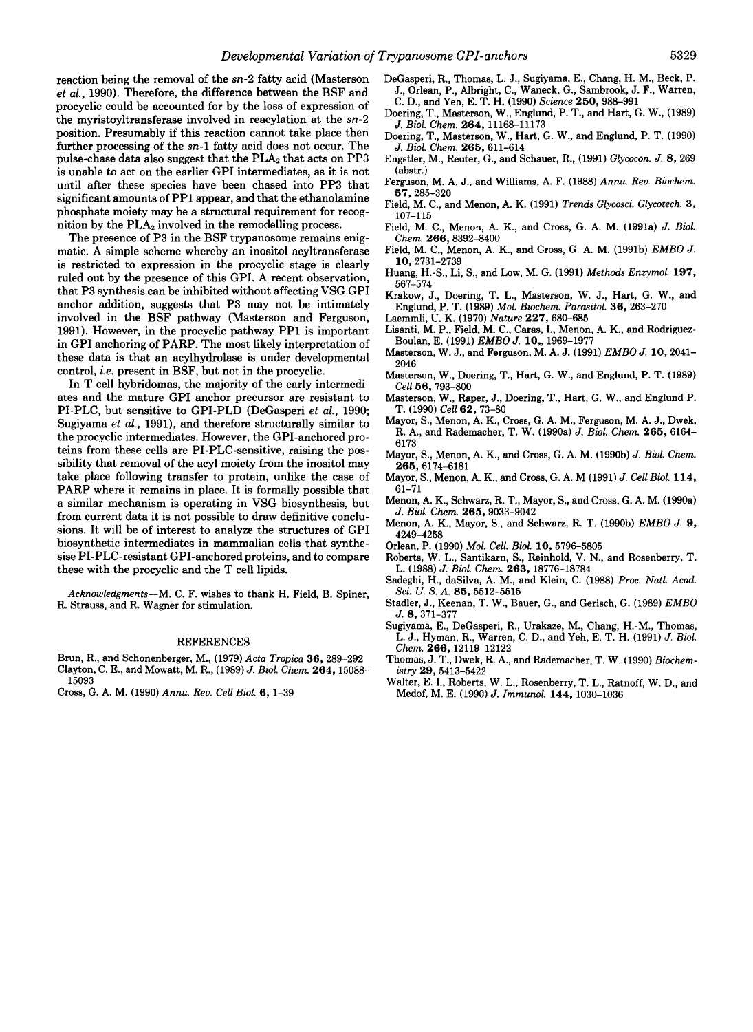reaction being the removal of the *sn*-2 fatty acid (Masterson *et al.*, 1990). Therefore, the difference between the BSF and procyclic could be accounted for by the loss of expression of the myristoyltransferase involved in reacylation at the *sn*-2 position. Presumably if this reaction cannot take place then further processing of the *sn*-1 fatty acid does not occur. The pulse-chase data also suggest that the $PLA_2$ that acts on PP3 is unable to act on the earlier GPI intermediates, as it is not until after these species have been chased into PP3 that significant amounts of PP1 appear, and that the ethanolamine phosphate moiety may be a structural requirement for recognition by the $PLA_2$ involved in the remodelling process.

The presence of P3 in the BSF trypanosome remains enigmatic. A simple scheme whereby an inositol acyltransferase is restricted to expression in the procyclic stage is clearly ruled out by the presence of this GPI. A recent observation, that P3 synthesis can be inhibited without affecting VSG GPI anchor addition, suggests that P3 may not be intimately involved in the BSF pathway (Masterson and Ferguson, 1991). However, in the procyclic pathway PP1 is important in GPI anchoring of PARP. The most likely interpretation of these data is that an acylhydrolase is under developmental control, *i.e.* present in BSF, but not in the procyclic.

In T cell hybridomas, the majority of the early intermediates and the mature GPI anchor precursor are resistant to PI-PLC, but sensitive to GPI-PLD (DeGasperi *et al.*, 1990; Sugiyama *et al.*, 1991), and therefore structurally similar to the procyclic intermediates. However, the GPI-anchored proteins from these cells are PI-PLC-sensitive, raising the possibility that removal of the acyl moiety from the inositol may take place following transfer to protein, unlike the case of PARP where it remains in place. It is formally possible that a similar mechanism is operating in VSG biosynthesis, but from current data it is not possible to draw definitive conclusions. It will be of interest to analyze the structures of GPI biosynthetic intermediates in mammalian cells that synthesise PI-PLC-resistant GPI-anchored proteins, and to compare these with the procyclic and the T cell lipids.

*Acknowledgments*—M. C. F. wishes to thank H. Field, B. Spiner, R. Strauss, and R. Wagner for stimulation.

## REFERENCES

Brun, R., and Schonenberger, M., (1979) *Acta Tropica* **36**, 289–292

Clayton, C. E., and Mowatt, M. R., (1989) *J. Biol. Chem.* **264**, 15088–15093

Cross, G. A. M. (1990) *Annu. Rev. Cell Biol.* **6**, 1–39

DeGasperi, R., Thomas, L. J., Sugiyama, E., Chang, H. M., Beck, P. J., Orlean, P., Albright, C., Waneck, G., Sambrook, J. F., Warren, C. D., and Yeh, E. T. H. (1990) *Science* **250**, 988–991

Doering, T., Masterson, W., Englund, P. T., and Hart, G. W., (1989) *J. Biol. Chem.* **264**, 11168–11173

Doering, T., Masterson, W., Hart, G. W., and Englund, P. T. (1990) *J. Biol. Chem.* **265**, 611–614

Engstler, M., Reuter, G., and Schauer, R., (1991) *Glycocon. J.* **8**, 269 (abstr.)

Ferguson, M. A. J., and Williams, A. F. (1988) *Annu. Rev. Biochem.* **57**, 285–320

Field, M. C., and Menon, A. K. (1991) *Trends Glycosci. Glycotech.* **3**, 107–115

Field, M. C., Menon, A. K., and Cross, G. A. M. (1991a) *J. Biol. Chem.* **266**, 8392–8400

Field, M. C., Menon, A. K., and Cross, G. A. M. (1991b) *EMBO J.* **10**, 2731–2739

Huang, H.-S., Li, S., and Low, M. G. (1991) *Methods Enzymol.* **197**, 567–574

Krakow, J., Doering, T. L., Masterson, W. J., Hart, G. W., and Englund, P. T. (1989) *Mol. Biochem. Parasitol.* **36**, 263–270

Laemmli, U. K. (1970) *Nature* **227**, 680–685

Lisanti, M. P., Field, M. C., Caras, I., Menon, A. K., and Rodriguez-Boulan, E. (1991) *EMBO J.* **10**,, 1969–1977

Masterson, W. J., and Ferguson, M. A. J. (1991) *EMBO J.* **10**, 2041–2046

Masterson, W., Doering, T., Hart, G. W., and Englund, P. T. (1989) *Cell* **56**, 793–800

Masterson, W., Raper, J., Doering, T., Hart, G. W., and Englund P. T. (1990) *Cell* **62**, 73–80

Mayor, S., Menon, A. K., Cross, G. A. M., Ferguson, M. A. J., Dwek, R. A., and Rademacher, T. W. (1990a) *J. Biol. Chem.* **265**, 6164–6173

Mayor, S., Menon, A. K., and Cross, G. A. M. (1990b) *J. Biol. Chem.* **265**, 6174–6181

Mayor, S., Menon, A. K., and Cross, G. A. M (1991) *J. Cell Biol.* **114**, 61–71

Menon, A. K., Schwarz, R. T., Mayor, S., and Cross, G. A. M. (1990a) *J. Biol. Chem.* **265**, 9033–9042

Menon, A. K., Mayor, S., and Schwarz, R. T. (1990b) *EMBO J.* **9**, 4249–4258

Orlean, P. (1990) *Mol. Cell. Biol.* **10**, 5796–5805

Roberts, W. L., Santikarn, S., Reinhold, V. N., and Rosenberry, T. L. (1988) *J. Biol. Chem.* **263**, 18776–18784

Sadeghi, H., daSilva, A. M., and Klein, C. (1988) *Proc. Natl. Acad. Sci. U. S. A.* **85**, 5512–5515

Stadler, J., Keenan, T. W., Bauer, G., and Gerisch, G. (1989) *EMBO J.* **8**, 371–377

Sugiyama, E., DeGasperi, R., Urakaze, M., Chang, H.-M., Thomas, L. J., Hyman, R., Warren, C. D., and Yeh, E. T. H. (1991) *J. Biol. Chem.* **266**, 12119–12122

Thomas, J. T., Dwek, R. A., and Rademacher, T. W. (1990) *Biochemistry* **29**, 5413–5422

Walter, E. I., Roberts, W. L., Rosenberry, T. L., Ratnoff, W. D., and Medof, M. E. (1990) *J. Immunol.* **144**, 1030–1036